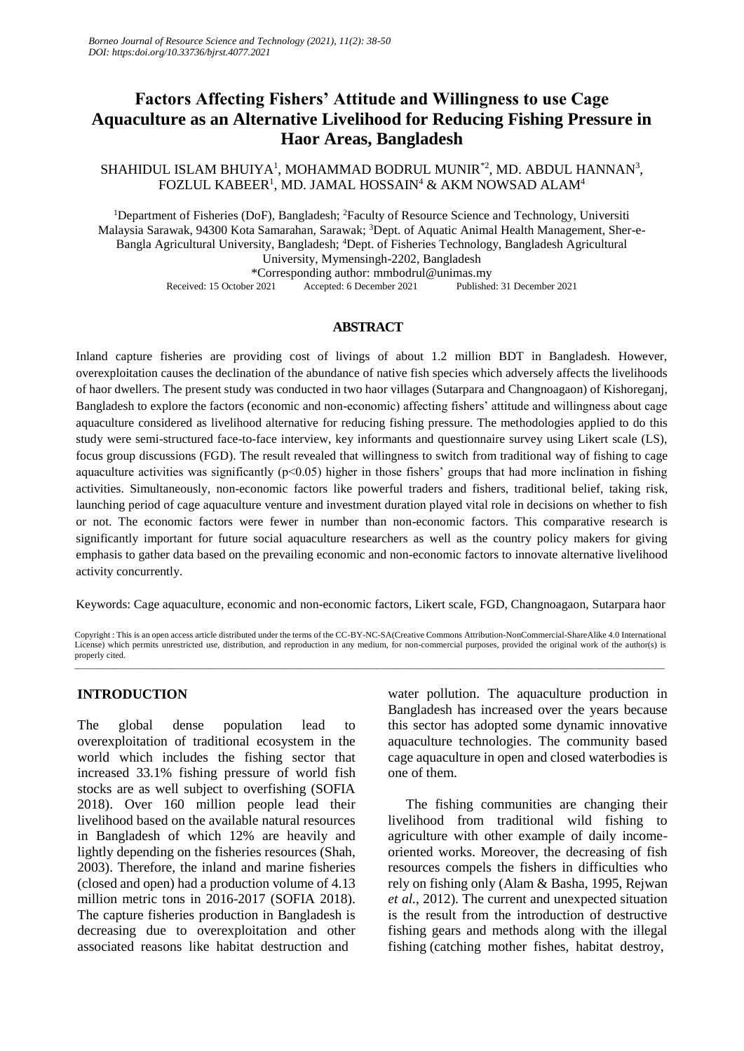# Factors Affecting Fishers' Attitude and Willingness to use Cage Aquaculture as an Alternative Livelihood for Reducing Fishing Pressure in Haor Areas, Bangladesh

SHAHIDUL ISLAM BHUIYA[1], MOHAMMAD BODRUL MUNIR*[2], MD. ABDUL HANNAN[3], FOZLUL KABEER[1], MD. JAMAL HOSSAIN[4] & AKM NOWSAD ALAM[4]

[1]Department of Fisheries (DoF), Bangladesh; [2]Faculty of Resource Science and Technology, Universiti Malaysia Sarawak, 94300 Kota Samarahan, Sarawak; [3]Dept. of Aquatic Animal Health Management, Sher-e-Bangla Agricultural University, Bangladesh; [4]Dept. of Fisheries Technology, Bangladesh Agricultural University, Mymensingh-2202, Bangladesh

*Corresponding author: mmbodrul@unimas.my

Received: 15 October 2021 Accepted: 6 December 2021 Published: 31 December 2021

## ABSTRACT

Inland capture fisheries are providing cost of livings of about 1.2 million BDT in Bangladesh. However, overexploitation causes the declination of the abundance of native fish species which adversely affects the livelihoods of haor dwellers. The present study was conducted in two haor villages (Sutarpara and Changnoagaon) of Kishoreganj, Bangladesh to explore the factors (economic and non-economic) affecting fishers' attitude and willingness about cage aquaculture considered as livelihood alternative for reducing fishing pressure. The methodologies applied to do this study were semi-structured face-to-face interview, key informants and questionnaire survey using Likert scale (LS), focus group discussions (FGD). The result revealed that willingness to switch from traditional way of fishing to cage aquaculture activities was significantly ($p<0.05$) higher in those fishers' groups that had more inclination in fishing activities. Simultaneously, non-economic factors like powerful traders and fishers, traditional belief, taking risk, launching period of cage aquaculture venture and investment duration played vital role in decisions on whether to fish or not. The economic factors were fewer in number than non-economic factors. This comparative research is significantly important for future social aquaculture researchers as well as the country policy makers for giving emphasis to gather data based on the prevailing economic and non-economic factors to innovate alternative livelihood activity concurrently.

Keywords: Cage aquaculture, economic and non-economic factors, Likert scale, FGD, Changnoagaon, Sutarpara haor

Copyright : This is an open access article distributed under the terms of the CC-BY-NC-SA(Creative Commons Attribution-NonCommercial-ShareAlike 4.0 International License) which permits unrestricted use, distribution, and reproduction in any medium, for non-commercial purposes, provided the original work of the author(s) is properly cited.

## INTRODUCTION

The global dense population lead to overexploitation of traditional ecosystem in the world which includes the fishing sector that increased 33.1% fishing pressure of world fish stocks are as well subject to overfishing (SOFIA 2018). Over 160 million people lead their livelihood based on the available natural resources in Bangladesh of which 12% are heavily and lightly depending on the fisheries resources (Shah, 2003). Therefore, the inland and marine fisheries (closed and open) had a production volume of 4.13 million metric tons in 2016-2017 (SOFIA 2018). The capture fisheries production in Bangladesh is decreasing due to overexploitation and other associated reasons like habitat destruction and water pollution. The aquaculture production in Bangladesh has increased over the years because this sector has adopted some dynamic innovative aquaculture technologies. The community based cage aquaculture in open and closed waterbodies is one of them.

The fishing communities are changing their livelihood from traditional wild fishing to agriculture with other example of daily income-oriented works. Moreover, the decreasing of fish resources compels the fishers in difficulties who rely on fishing only (Alam & Basha, 1995, Rejwan *et al.*, 2012). The current and unexpected situation is the result from the introduction of destructive fishing gears and methods along with the illegal fishing (catching mother fishes, habitat destroy,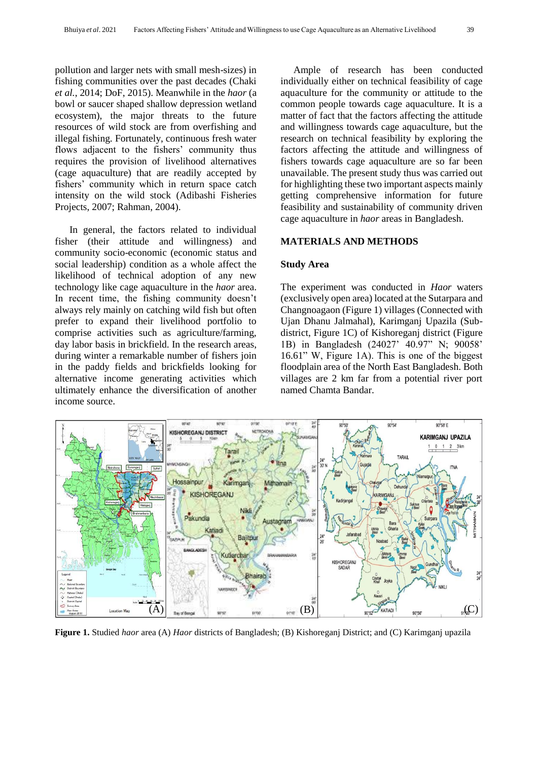pollution and larger nets with small mesh-sizes) in fishing communities over the past decades (Chaki *et al.*, 2014; DoF, 2015). Meanwhile in the *haor* (a bowl or saucer shaped shallow depression wetland ecosystem), the major threats to the future resources of wild stock are from overfishing and illegal fishing. Fortunately, continuous fresh water flows adjacent to the fishers' community thus requires the provision of livelihood alternatives (cage aquaculture) that are readily accepted by fishers' community which in return space catch intensity on the wild stock (Adibashi Fisheries Projects, 2007; Rahman, 2004).

In general, the factors related to individual fisher (their attitude and willingness) and community socio-economic (economic status and social leadership) condition as a whole affect the likelihood of technical adoption of any new technology like cage aquaculture in the *haor* area. In recent time, the fishing community doesn't always rely mainly on catching wild fish but often prefer to expand their livelihood portfolio to comprise activities such as agriculture/farming, day labor basis in brickfield. In the research areas, during winter a remarkable number of fishers join in the paddy fields and brickfields looking for alternative income generating activities which ultimately enhance the diversification of another income source.

Ample of research has been conducted individually either on technical feasibility of cage aquaculture for the community or attitude to the common people towards cage aquaculture. It is a matter of fact that the factors affecting the attitude and willingness towards cage aquaculture, but the research on technical feasibility by exploring the factors affecting the attitude and willingness of fishers towards cage aquaculture are so far been unavailable. The present study thus was carried out for highlighting these two important aspects mainly getting comprehensive information for future feasibility and sustainability of community driven cage aquaculture in *haor* areas in Bangladesh.

## MATERIALS AND METHODS

### Study Area

The experiment was conducted in *Haor* waters (exclusively open area) located at the Sutarpara and Changnoagaon (Figure 1) villages (Connected with Ujan Dhanu Jalmahal), Karimganj Upazila (Sub-district, Figure 1C) of Kishoreganj district (Figure 1B) in Bangladesh (24027' 40.97" N; 90058' 16.61" W, Figure 1A). This is one of the biggest floodplain area of the North East Bangladesh. Both villages are 2 km far from a potential river port named Chamta Bandar.

**Figure 1.** Studied *haor* area (A) *Haor* districts of Bangladesh; (B) Kishoreganj District; and (C) Karimganj upazila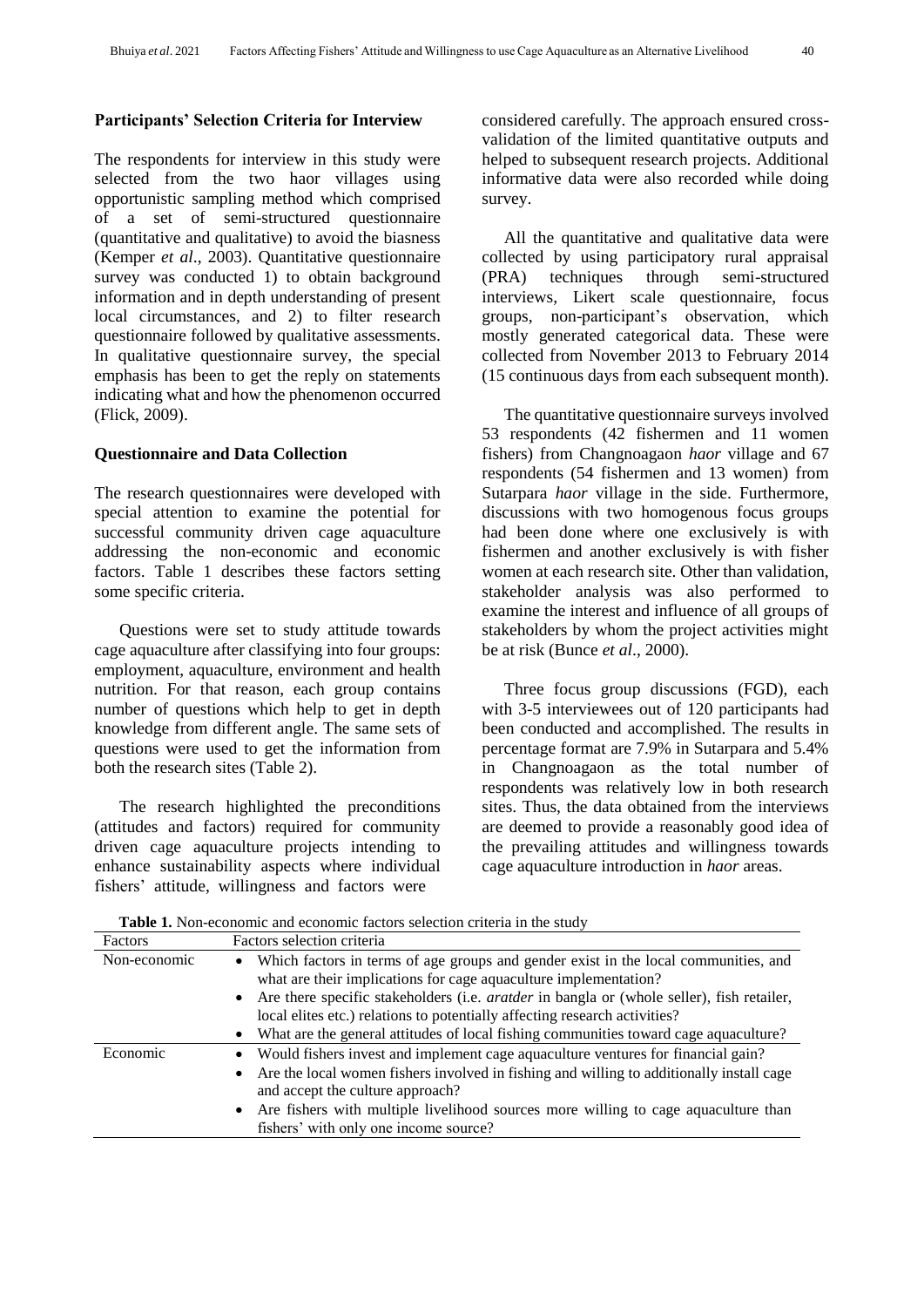## Participants' Selection Criteria for Interview

The respondents for interview in this study were selected from the two haor villages using opportunistic sampling method which comprised of a set of semi-structured questionnaire (quantitative and qualitative) to avoid the biasness (Kemper *et al*., 2003). Quantitative questionnaire survey was conducted 1) to obtain background information and in depth understanding of present local circumstances, and 2) to filter research questionnaire followed by qualitative assessments. In qualitative questionnaire survey, the special emphasis has been to get the reply on statements indicating what and how the phenomenon occurred (Flick, 2009).

## Questionnaire and Data Collection

The research questionnaires were developed with special attention to examine the potential for successful community driven cage aquaculture addressing the non-economic and economic factors. Table 1 describes these factors setting some specific criteria.

Questions were set to study attitude towards cage aquaculture after classifying into four groups: employment, aquaculture, environment and health nutrition. For that reason, each group contains number of questions which help to get in depth knowledge from different angle. The same sets of questions were used to get the information from both the research sites (Table 2).

The research highlighted the preconditions (attitudes and factors) required for community driven cage aquaculture projects intending to enhance sustainability aspects where individual fishers' attitude, willingness and factors were considered carefully. The approach ensured cross-validation of the limited quantitative outputs and helped to subsequent research projects. Additional informative data were also recorded while doing survey.

All the quantitative and qualitative data were collected by using participatory rural appraisal (PRA) techniques through semi-structured interviews, Likert scale questionnaire, focus groups, non-participant's observation, which mostly generated categorical data. These were collected from November 2013 to February 2014 (15 continuous days from each subsequent month).

The quantitative questionnaire surveys involved 53 respondents (42 fishermen and 11 women fishers) from Changnoagaon *haor* village and 67 respondents (54 fishermen and 13 women) from Sutarpara *haor* village in the side. Furthermore, discussions with two homogenous focus groups had been done where one exclusively is with fishermen and another exclusively is with fisher women at each research site. Other than validation, stakeholder analysis was also performed to examine the interest and influence of all groups of stakeholders by whom the project activities might be at risk (Bunce *et al*., 2000).

Three focus group discussions (FGD), each with 3-5 interviewees out of 120 participants had been conducted and accomplished. The results in percentage format are 7.9% in Sutarpara and 5.4% in Changnoagaon as the total number of respondents was relatively low in both research sites. Thus, the data obtained from the interviews are deemed to provide a reasonably good idea of the prevailing attitudes and willingness towards cage aquaculture introduction in *haor* areas.

**Table 1.** Non-economic and economic factors selection criteria in the study

| Factors | Factors selection criteria |
|---|---|
| Non-economic | • Which factors in terms of age groups and gender exist in the local communities, and what are their implications for cage aquaculture implementation? • Are there specific stakeholders (i.e. *aratder* in bangla or (whole seller), fish retailer, local elites etc.) relations to potentially affecting research activities? • What are the general attitudes of local fishing communities toward cage aquaculture? |
| Economic | • Would fishers invest and implement cage aquaculture ventures for financial gain? • Are the local women fishers involved in fishing and willing to additionally install cage and accept the culture approach? • Are fishers with multiple livelihood sources more willing to cage aquaculture than fishers' with only one income source? |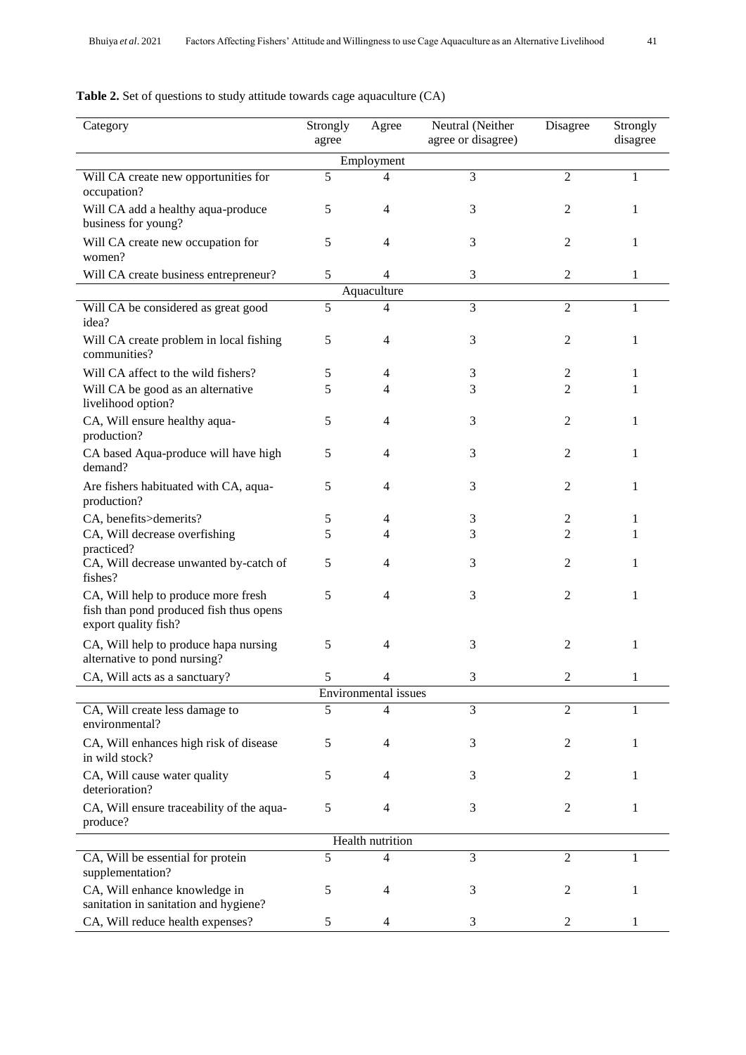**Table 2.** Set of questions to study attitude towards cage aquaculture (CA)

| Category | Strongly agree | Agree | Neutral (Neither agree or disagree) | Disagree | Strongly disagree |
|---|---|---|---|---|---|
| **Employment** | | | | | |
| Will CA create new opportunities for occupation? | 5 | 4 | 3 | 2 | 1 |
| Will CA add a healthy aqua-produce business for young? | 5 | 4 | 3 | 2 | 1 |
| Will CA create new occupation for women? | 5 | 4 | 3 | 2 | 1 |
| Will CA create business entrepreneur? | 5 | 4 | 3 | 2 | 1 |
| **Aquaculture** | | | | | |
| Will CA be considered as great good idea? | 5 | 4 | 3 | 2 | 1 |
| Will CA create problem in local fishing communities? | 5 | 4 | 3 | 2 | 1 |
| Will CA affect to the wild fishers? | 5 | 4 | 3 | 2 | 1 |
| Will CA be good as an alternative livelihood option? | 5 | 4 | 3 | 2 | 1 |
| CA, Will ensure healthy aqua-production? | 5 | 4 | 3 | 2 | 1 |
| CA based Aqua-produce will have high demand? | 5 | 4 | 3 | 2 | 1 |
| Are fishers habituated with CA, aqua-production? | 5 | 4 | 3 | 2 | 1 |
| CA, benefits>demerits? | 5 | 4 | 3 | 2 | 1 |
| CA, Will decrease overfishing practiced? | 5 | 4 | 3 | 2 | 1 |
| CA, Will decrease unwanted by-catch of fishes? | 5 | 4 | 3 | 2 | 1 |
| CA, Will help to produce more fresh fish than pond produced fish thus opens export quality fish? | 5 | 4 | 3 | 2 | 1 |
| CA, Will help to produce hapa nursing alternative to pond nursing? | 5 | 4 | 3 | 2 | 1 |
| CA, Will acts as a sanctuary? | 5 | 4 | 3 | 2 | 1 |
| **Environmental issues** | | | | | |
| CA, Will create less damage to environmental? | 5 | 4 | 3 | 2 | 1 |
| CA, Will enhances high risk of disease in wild stock? | 5 | 4 | 3 | 2 | 1 |
| CA, Will cause water quality deterioration? | 5 | 4 | 3 | 2 | 1 |
| CA, Will ensure traceability of the aqua-produce? | 5 | 4 | 3 | 2 | 1 |
| **Health nutrition** | | | | | |
| CA, Will be essential for protein supplementation? | 5 | 4 | 3 | 2 | 1 |
| CA, Will enhance knowledge in sanitation in sanitation and hygiene? | 5 | 4 | 3 | 2 | 1 |
| CA, Will reduce health expenses? | 5 | 4 | 3 | 2 | 1 |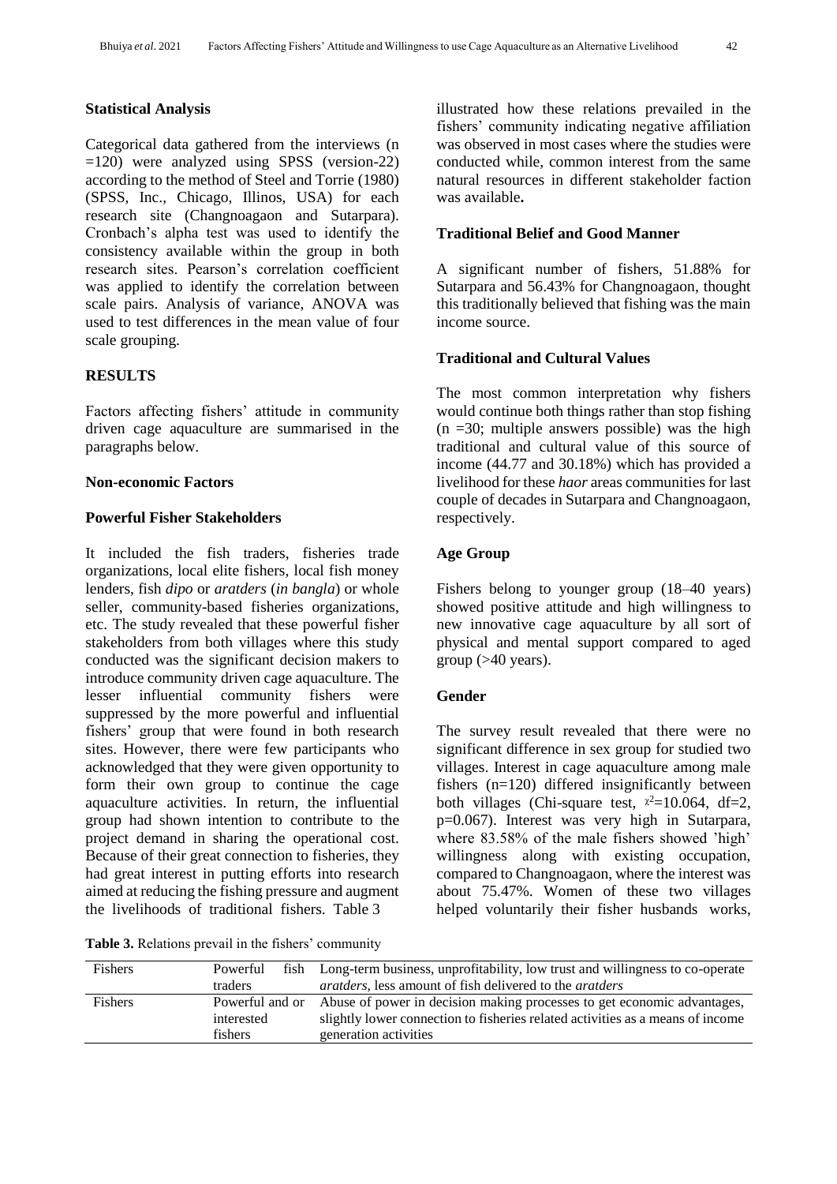## Statistical Analysis

Categorical data gathered from the interviews (n =120) were analyzed using SPSS (version-22) according to the method of Steel and Torrie (1980) (SPSS, Inc., Chicago, Illinos, USA) for each research site (Changnoagaon and Sutarpara). Cronbach's alpha test was used to identify the consistency available within the group in both research sites. Pearson's correlation coefficient was applied to identify the correlation between scale pairs. Analysis of variance, ANOVA was used to test differences in the mean value of four scale grouping.

## RESULTS

Factors affecting fishers' attitude in community driven cage aquaculture are summarised in the paragraphs below.

### Non-economic Factors

### Powerful Fisher Stakeholders

It included the fish traders, fisheries trade organizations, local elite fishers, local fish money lenders, fish *dipo* or *aratders* (*in bangla*) or whole seller, community-based fisheries organizations, etc. The study revealed that these powerful fisher stakeholders from both villages where this study conducted was the significant decision makers to introduce community driven cage aquaculture. The lesser influential community fishers were suppressed by the more powerful and influential fishers' group that were found in both research sites. However, there were few participants who acknowledged that they were given opportunity to form their own group to continue the cage aquaculture activities. In return, the influential group had shown intention to contribute to the project demand in sharing the operational cost. Because of their great connection to fisheries, they had great interest in putting efforts into research aimed at reducing the fishing pressure and augment the livelihoods of traditional fishers. Table 3 illustrated how these relations prevailed in the fishers' community indicating negative affiliation was observed in most cases where the studies were conducted while, common interest from the same natural resources in different stakeholder faction was available**.**

**Table 3.** Relations prevail in the fishers' community

| Fishers | Powerful fish traders | Long-term business, unprofitability, low trust and willingness to co-operate *aratders*, less amount of fish delivered to the *aratders* |
|---|---|---|
| Fishers | Powerful and or interested fishers | Abuse of power in decision making processes to get economic advantages, slightly lower connection to fisheries related activities as a means of income generation activities |

### Traditional Belief and Good Manner

A significant number of fishers, 51.88% for Sutarpara and 56.43% for Changnoagaon, thought this traditionally believed that fishing was the main income source.

### Traditional and Cultural Values

The most common interpretation why fishers would continue both things rather than stop fishing (n =30; multiple answers possible) was the high traditional and cultural value of this source of income (44.77 and 30.18%) which has provided a livelihood for these *haor* areas communities for last couple of decades in Sutarpara and Changnoagaon, respectively.

### Age Group

Fishers belong to younger group (18–40 years) showed positive attitude and high willingness to new innovative cage aquaculture by all sort of physical and mental support compared to aged group (>40 years).

### Gender

The survey result revealed that there were no significant difference in sex group for studied two villages. Interest in cage aquaculture among male fishers (n=120) differed insignificantly between both villages (Chi-square test, $\chi^2$=10.064, df=2, p=0.067). Interest was very high in Sutarpara, where 83.58% of the male fishers showed 'high' willingness along with existing occupation, compared to Changnoagaon, where the interest was about 75.47%. Women of these two villages helped voluntarily their fisher husbands works,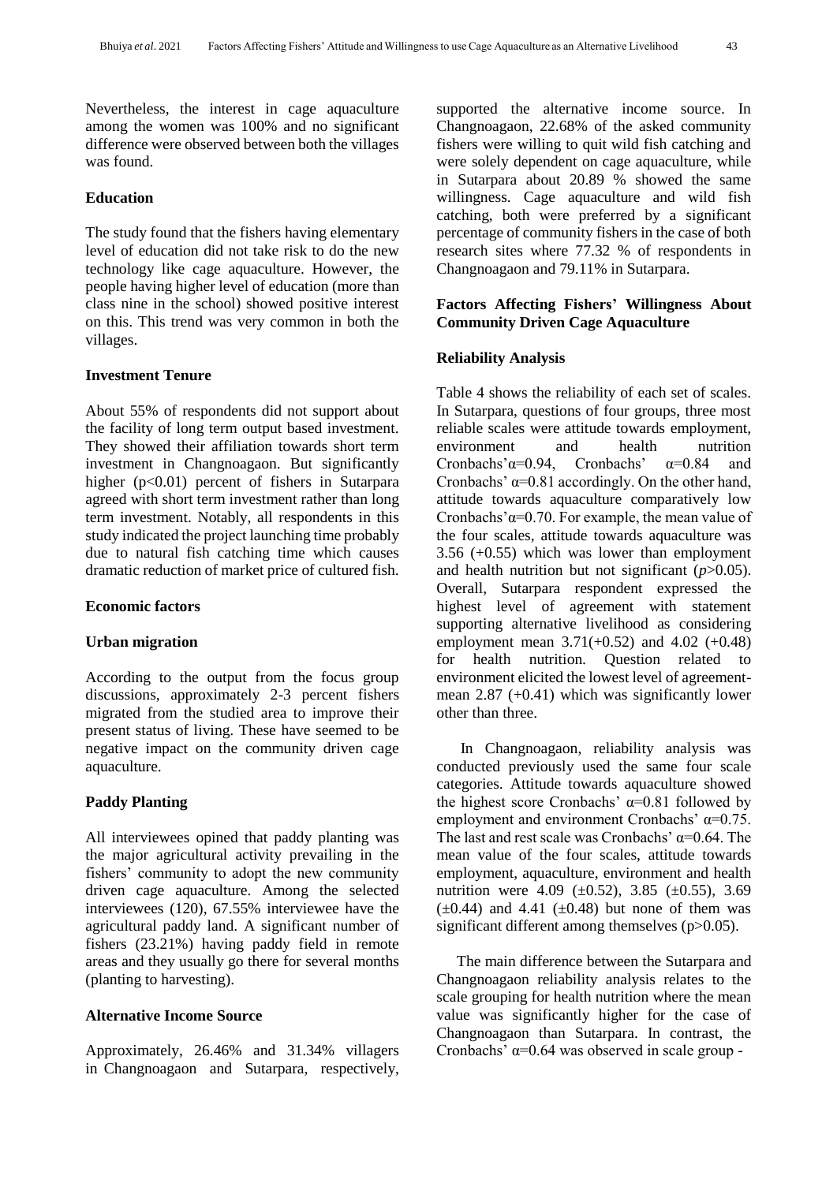Nevertheless, the interest in cage aquaculture among the women was 100% and no significant difference were observed between both the villages was found.

### Education

The study found that the fishers having elementary level of education did not take risk to do the new technology like cage aquaculture. However, the people having higher level of education (more than class nine in the school) showed positive interest on this. This trend was very common in both the villages.

### Investment Tenure

About 55% of respondents did not support about the facility of long term output based investment. They showed their affiliation towards short term investment in Changnoagaon. But significantly higher ($p<0.01$) percent of fishers in Sutarpara agreed with short term investment rather than long term investment. Notably, all respondents in this study indicated the project launching time probably due to natural fish catching time which causes dramatic reduction of market price of cultured fish.

### Economic factors

### Urban migration

According to the output from the focus group discussions, approximately 2-3 percent fishers migrated from the studied area to improve their present status of living. These have seemed to be negative impact on the community driven cage aquaculture.

### Paddy Planting

All interviewees opined that paddy planting was the major agricultural activity prevailing in the fishers' community to adopt the new community driven cage aquaculture. Among the selected interviewees (120), 67.55% interviewee have the agricultural paddy land. A significant number of fishers (23.21%) having paddy field in remote areas and they usually go there for several months (planting to harvesting).

### Alternative Income Source

Approximately, 26.46% and 31.34% villagers in Changnoagaon and Sutarpara, respectively, supported the alternative income source. In Changnoagaon, 22.68% of the asked community fishers were willing to quit wild fish catching and were solely dependent on cage aquaculture, while in Sutarpara about 20.89 % showed the same willingness. Cage aquaculture and wild fish catching, both were preferred by a significant percentage of community fishers in the case of both research sites where 77.32 % of respondents in Changnoagaon and 79.11% in Sutarpara.

### Factors Affecting Fishers' Willingness About Community Driven Cage Aquaculture

### Reliability Analysis

Table 4 shows the reliability of each set of scales. In Sutarpara, questions of four groups, three most reliable scales were attitude towards employment, environment and health nutrition Cronbachs'$\alpha$=0.94, Cronbachs' $\alpha$=0.84 and Cronbachs' $\alpha$=0.81 accordingly. On the other hand, attitude towards aquaculture comparatively low Cronbachs'$\alpha$=0.70. For example, the mean value of the four scales, attitude towards aquaculture was 3.56 (+0.55) which was lower than employment and health nutrition but not significant ($p$>0.05). Overall, Sutarpara respondent expressed the highest level of agreement with statement supporting alternative livelihood as considering employment mean 3.71(+0.52) and 4.02 (+0.48) for health nutrition. Question related to environment elicited the lowest level of agreement-mean 2.87 (+0.41) which was significantly lower other than three.

In Changnoagaon, reliability analysis was conducted previously used the same four scale categories. Attitude towards aquaculture showed the highest score Cronbachs' $\alpha$=0.81 followed by employment and environment Cronbachs' $\alpha$=0.75. The last and rest scale was Cronbachs' $\alpha$=0.64. The mean value of the four scales, attitude towards employment, aquaculture, environment and health nutrition were 4.09 ($\pm$0.52), 3.85 ($\pm$0.55), 3.69 ($\pm$0.44) and 4.41 ($\pm$0.48) but none of them was significant different among themselves (p>0.05).

The main difference between the Sutarpara and Changnoagaon reliability analysis relates to the scale grouping for health nutrition where the mean value was significantly higher for the case of Changnoagaon than Sutarpara. In contrast, the Cronbachs' $\alpha$=0.64 was observed in scale group -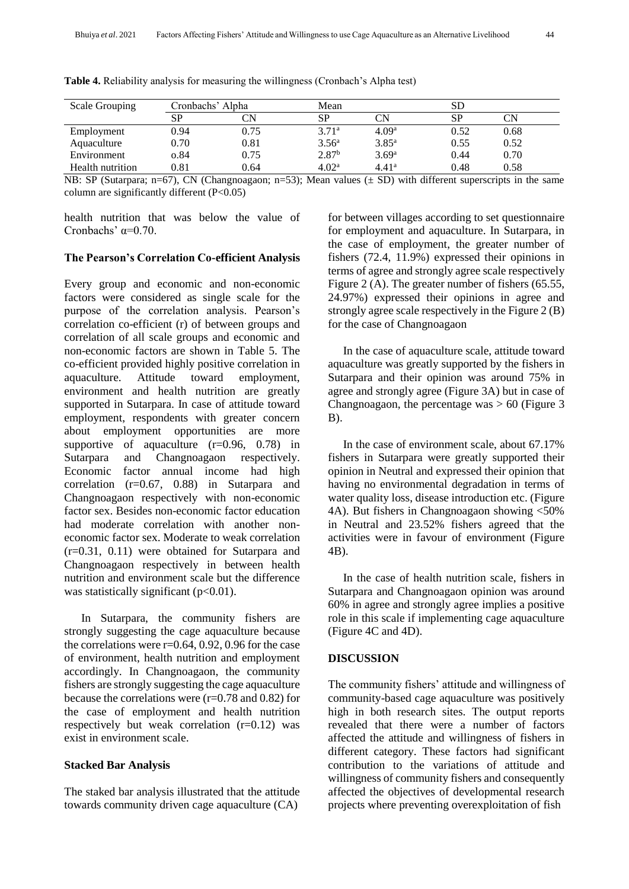**Table 4.** Reliability analysis for measuring the willingness (Cronbach's Alpha test)

| Scale Grouping | Cronbachs' Alpha | | Mean | | SD | |
|---|---|---|---|---|---|---|
| | SP | CN | SP | CN | SP | CN |
| Employment | 0.94 | 0.75 | $3.71^a$ | $4.09^a$ | 0.52 | 0.68 |
| Aquaculture | 0.70 | 0.81 | $3.56^a$ | $3.85^a$ | 0.55 | 0.52 |
| Environment | o.84 | 0.75 | $2.87^b$ | $3.69^a$ | 0.44 | 0.70 |
| Health nutrition | 0.81 | 0.64 | $4.02^a$ | $4.41^a$ | 0.48 | 0.58 |

NB: SP (Sutarpara; n=67), CN (Changnoagaon; n=53); Mean values (± SD) with different superscripts in the same column are significantly different (P<0.05)

health nutrition that was below the value of Cronbachs' $\alpha$=0.70.

### The Pearson's Correlation Co-efficient Analysis

Every group and economic and non-economic factors were considered as single scale for the purpose of the correlation analysis. Pearson's correlation co-efficient (r) of between groups and correlation of all scale groups and economic and non-economic factors are shown in Table 5. The co-efficient provided highly positive correlation in aquaculture. Attitude toward employment, environment and health nutrition are greatly supported in Sutarpara. In case of attitude toward employment, respondents with greater concern about employment opportunities are more supportive of aquaculture (r=0.96, 0.78) in Sutarpara and Changnoagaon respectively. Economic factor annual income had high correlation (r=0.67, 0.88) in Sutarpara and Changnoagaon respectively with non-economic factor sex. Besides non-economic factor education had moderate correlation with another non-economic factor sex. Moderate to weak correlation (r=0.31, 0.11) were obtained for Sutarpara and Changnoagaon respectively in between health nutrition and environment scale but the difference was statistically significant (p<0.01).

In Sutarpara, the community fishers are strongly suggesting the cage aquaculture because the correlations were r=0.64, 0.92, 0.96 for the case of environment, health nutrition and employment accordingly. In Changnoagaon, the community fishers are strongly suggesting the cage aquaculture because the correlations were (r=0.78 and 0.82) for the case of employment and health nutrition respectively but weak correlation (r=0.12) was exist in environment scale.

### Stacked Bar Analysis

The staked bar analysis illustrated that the attitude towards community driven cage aquaculture (CA) for between villages according to set questionnaire for employment and aquaculture. In Sutarpara, in the case of employment, the greater number of fishers (72.4, 11.9%) expressed their opinions in terms of agree and strongly agree scale respectively Figure 2 (A). The greater number of fishers (65.55, 24.97%) expressed their opinions in agree and strongly agree scale respectively in the Figure 2 (B) for the case of Changnoagaon

In the case of aquaculture scale, attitude toward aquaculture was greatly supported by the fishers in Sutarpara and their opinion was around 75% in agree and strongly agree (Figure 3A) but in case of Changnoagaon, the percentage was > 60 (Figure 3 B).

In the case of environment scale, about 67.17% fishers in Sutarpara were greatly supported their opinion in Neutral and expressed their opinion that having no environmental degradation in terms of water quality loss, disease introduction etc. (Figure 4A). But fishers in Changnoagaon showing <50% in Neutral and 23.52% fishers agreed that the activities were in favour of environment (Figure 4B).

In the case of health nutrition scale, fishers in Sutarpara and Changnoagaon opinion was around 60% in agree and strongly agree implies a positive role in this scale if implementing cage aquaculture (Figure 4C and 4D).

## DISCUSSION

The community fishers' attitude and willingness of community-based cage aquaculture was positively high in both research sites. The output reports revealed that there were a number of factors affected the attitude and willingness of fishers in different category. These factors had significant contribution to the variations of attitude and willingness of community fishers and consequently affected the objectives of developmental research projects where preventing overexploitation of fish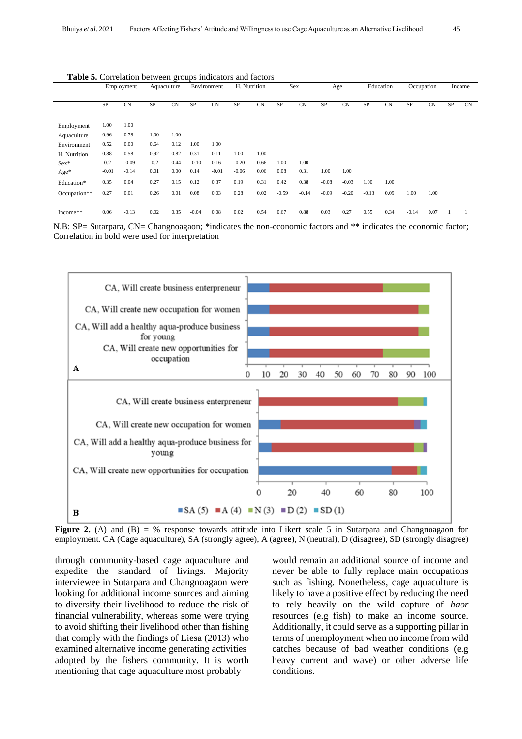**Table 5.** Correlation between groups indicators and factors

| | Employment | | Aquaculture | | Environment | | H. Nutrition | | Sex | | Age | | Education | | Occupation | | Income | |
|---|---|---|---|---|---|---|---|---|---|---|---|---|---|---|---|---|---|---|
| | SP | CN | SP | CN | SP | CN | SP | CN | SP | CN | SP | CN | SP | CN | SP | CN | SP | CN |
| Employment | 1.00 | 1.00 | | | | | | | | | | | | | | | | |
| Aquaculture | 0.96 | 0.78 | 1.00 | 1.00 | | | | | | | | | | | | | | |
| Environment | 0.52 | 0.00 | 0.64 | 0.12 | 1.00 | 1.00 | | | | | | | | | | | | |
| H. Nutrition | 0.88 | 0.58 | 0.92 | 0.82 | 0.31 | 0.11 | 1.00 | 1.00 | | | | | | | | | | |
| Sex* | -0.2 | -0.09 | -0.2 | 0.44 | -0.10 | 0.16 | -0.20 | 0.66 | 1.00 | 1.00 | | | | | | | | |
| Age* | -0.01 | -0.14 | 0.01 | 0.00 | 0.14 | -0.01 | -0.06 | 0.06 | 0.08 | 0.31 | 1.00 | 1.00 | | | | | | |
| Education* | 0.35 | 0.04 | 0.27 | 0.15 | 0.12 | 0.37 | 0.19 | 0.31 | 0.42 | 0.38 | -0.08 | -0.03 | 1.00 | 1.00 | | | | |
| Occupation** | 0.27 | 0.01 | 0.26 | 0.01 | 0.08 | 0.03 | 0.28 | 0.02 | -0.59 | -0.14 | -0.09 | -0.20 | -0.13 | 0.09 | 1.00 | 1.00 | | |
| Income** | 0.06 | -0.13 | 0.02 | 0.35 | -0.04 | 0.08 | 0.02 | 0.54 | 0.67 | 0.88 | 0.03 | 0.27 | 0.55 | 0.34 | -0.14 | 0.07 | 1 | 1 |

N.B: SP= Sutarpara, CN= Changnoagaon; *indicates the non-economic factors and ** indicates the economic factor; Correlation in bold were used for interpretation

**Figure 2.** (A) and (B) = % response towards attitude into Likert scale 5 in Sutarpara and Changnoagaon for employment. CA (Cage aquaculture), SA (strongly agree), A (agree), N (neutral), D (disagree), SD (strongly disagree)

through community-based cage aquaculture and expedite the standard of livings. Majority interviewee in Sutarpara and Changnoagaon were looking for additional income sources and aiming to diversify their livelihood to reduce the risk of financial vulnerability, whereas some were trying to avoid shifting their livelihood other than fishing that comply with the findings of Liesa (2013) who examined alternative income generating activities adopted by the fishers community. It is worth mentioning that cage aquaculture most probably would remain an additional source of income and never be able to fully replace main occupations such as fishing. Nonetheless, cage aquaculture is likely to have a positive effect by reducing the need to rely heavily on the wild capture of *haor* resources (e.g fish) to make an income source. Additionally, it could serve as a supporting pillar in terms of unemployment when no income from wild catches because of bad weather conditions (e.g heavy current and wave) or other adverse life conditions.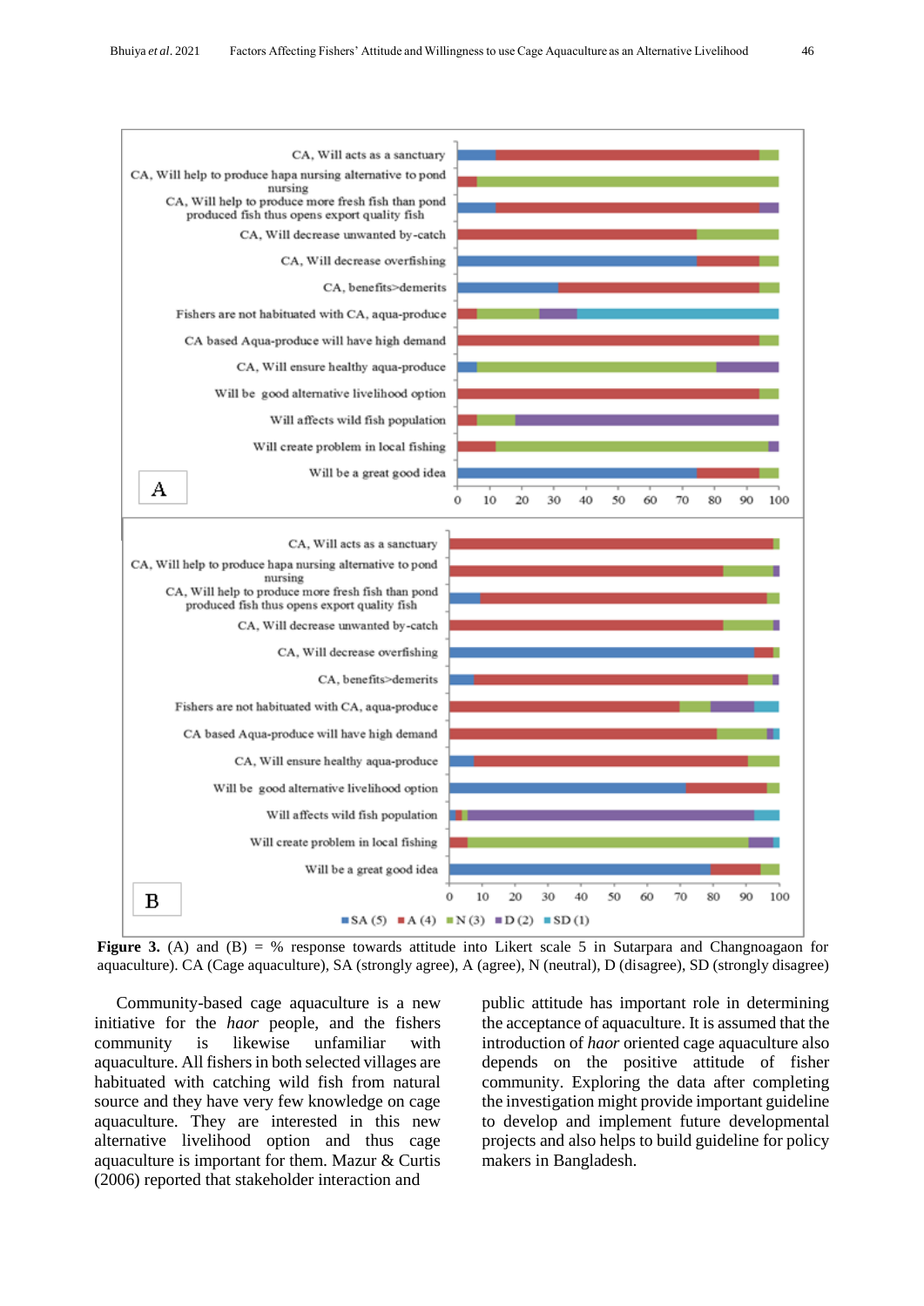**Figure 3.** (A) and (B) = % response towards attitude into Likert scale 5 in Sutarpara and Changnoagaon for aquaculture). CA (Cage aquaculture), SA (strongly agree), A (agree), N (neutral), D (disagree), SD (strongly disagree)

Community-based cage aquaculture is a new initiative for the *haor* people, and the fishers community is likewise unfamiliar with aquaculture. All fishers in both selected villages are habituated with catching wild fish from natural source and they have very few knowledge on cage aquaculture. They are interested in this new alternative livelihood option and thus cage aquaculture is important for them. Mazur & Curtis (2006) reported that stakeholder interaction and public attitude has important role in determining the acceptance of aquaculture. It is assumed that the introduction of *haor* oriented cage aquaculture also depends on the positive attitude of fisher community. Exploring the data after completing the investigation might provide important guideline to develop and implement future developmental projects and also helps to build guideline for policy makers in Bangladesh.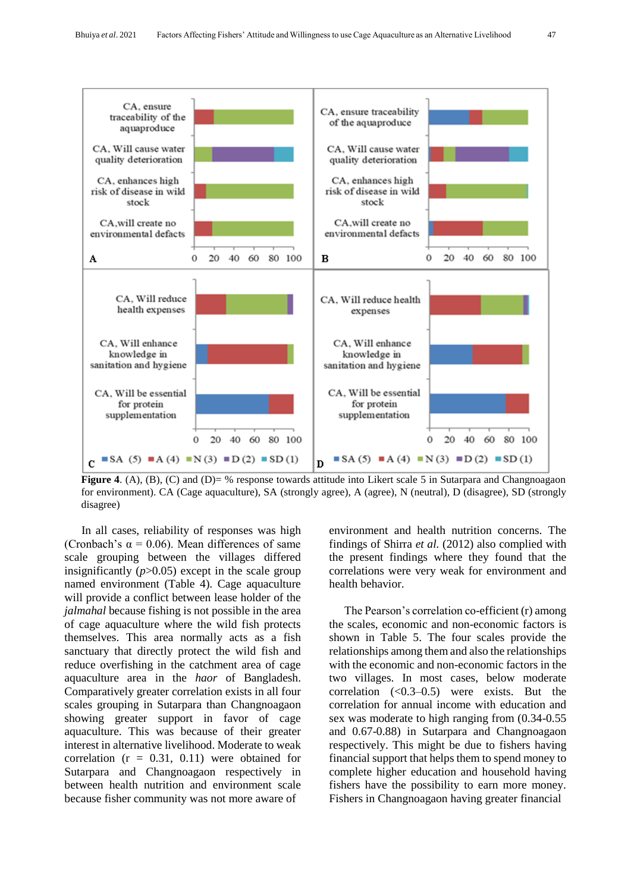**Figure 4**. (A), (B), (C) and (D)= % response towards attitude into Likert scale 5 in Sutarpara and Changnoagaon for environment). CA (Cage aquaculture), SA (strongly agree), A (agree), N (neutral), D (disagree), SD (strongly disagree)

In all cases, reliability of responses was high (Cronbach's α = 0.06). Mean differences of same scale grouping between the villages differed insignificantly ($p$>0.05) except in the scale group named environment (Table 4). Cage aquaculture will provide a conflict between lease holder of the *jalmahal* because fishing is not possible in the area of cage aquaculture where the wild fish protects themselves. This area normally acts as a fish sanctuary that directly protect the wild fish and reduce overfishing in the catchment area of cage aquaculture area in the *haor* of Bangladesh. Comparatively greater correlation exists in all four scales grouping in Sutarpara than Changnoagaon showing greater support in favor of cage aquaculture. This was because of their greater interest in alternative livelihood. Moderate to weak correlation (r = 0.31, 0.11) were obtained for Sutarpara and Changnoagaon respectively in between health nutrition and environment scale because fisher community was not more aware of environment and health nutrition concerns. The findings of Shirra *et al.* (2012) also complied with the present findings where they found that the correlations were very weak for environment and health behavior.

The Pearson's correlation co-efficient (r) among the scales, economic and non-economic factors is shown in Table 5. The four scales provide the relationships among them and also the relationships with the economic and non-economic factors in the two villages. In most cases, below moderate correlation (<0.3–0.5) were exists. But the correlation for annual income with education and sex was moderate to high ranging from (0.34-0.55 and 0.67-0.88) in Sutarpara and Changnoagaon respectively. This might be due to fishers having financial support that helps them to spend money to complete higher education and household having fishers have the possibility to earn more money. Fishers in Changnoagaon having greater financial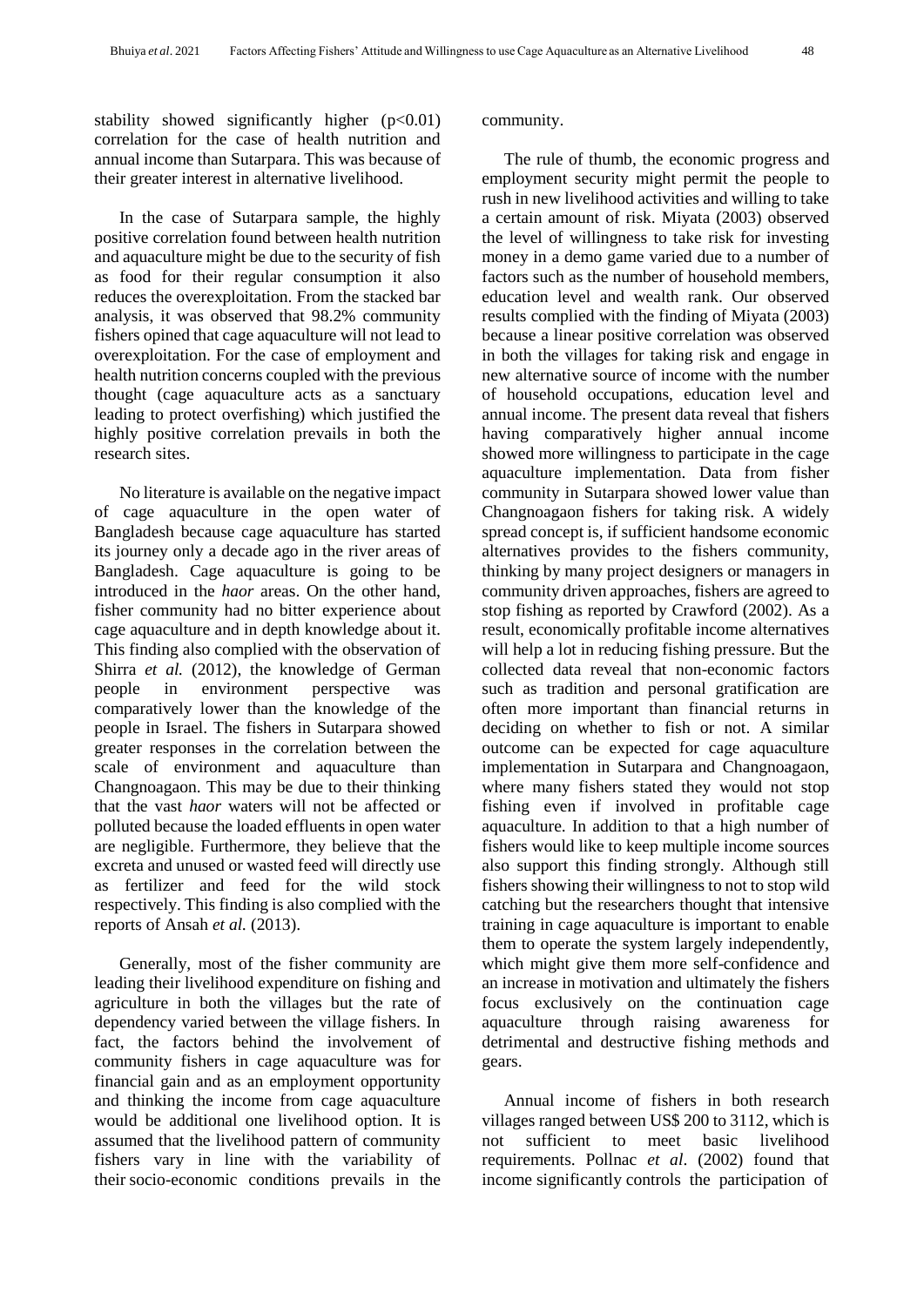stability showed significantly higher ($p<0.01$) correlation for the case of health nutrition and annual income than Sutarpara. This was because of their greater interest in alternative livelihood.

In the case of Sutarpara sample, the highly positive correlation found between health nutrition and aquaculture might be due to the security of fish as food for their regular consumption it also reduces the overexploitation. From the stacked bar analysis, it was observed that 98.2% community fishers opined that cage aquaculture will not lead to overexploitation. For the case of employment and health nutrition concerns coupled with the previous thought (cage aquaculture acts as a sanctuary leading to protect overfishing) which justified the highly positive correlation prevails in both the research sites.

No literature is available on the negative impact of cage aquaculture in the open water of Bangladesh because cage aquaculture has started its journey only a decade ago in the river areas of Bangladesh. Cage aquaculture is going to be introduced in the *haor* areas. On the other hand, fisher community had no bitter experience about cage aquaculture and in depth knowledge about it. This finding also complied with the observation of Shirra *et al.* (2012), the knowledge of German people in environment perspective was comparatively lower than the knowledge of the people in Israel. The fishers in Sutarpara showed greater responses in the correlation between the scale of environment and aquaculture than Changnoagaon. This may be due to their thinking that the vast *haor* waters will not be affected or polluted because the loaded effluents in open water are negligible. Furthermore, they believe that the excreta and unused or wasted feed will directly use as fertilizer and feed for the wild stock respectively. This finding is also complied with the reports of Ansah *et al.* (2013).

Generally, most of the fisher community are leading their livelihood expenditure on fishing and agriculture in both the villages but the rate of dependency varied between the village fishers. In fact, the factors behind the involvement of community fishers in cage aquaculture was for financial gain and as an employment opportunity and thinking the income from cage aquaculture would be additional one livelihood option. It is assumed that the livelihood pattern of community fishers vary in line with the variability of their socio-economic conditions prevails in the community.

The rule of thumb, the economic progress and employment security might permit the people to rush in new livelihood activities and willing to take a certain amount of risk. Miyata (2003) observed the level of willingness to take risk for investing money in a demo game varied due to a number of factors such as the number of household members, education level and wealth rank. Our observed results complied with the finding of Miyata (2003) because a linear positive correlation was observed in both the villages for taking risk and engage in new alternative source of income with the number of household occupations, education level and annual income. The present data reveal that fishers having comparatively higher annual income showed more willingness to participate in the cage aquaculture implementation. Data from fisher community in Sutarpara showed lower value than Changnoagaon fishers for taking risk. A widely spread concept is, if sufficient handsome economic alternatives provides to the fishers community, thinking by many project designers or managers in community driven approaches, fishers are agreed to stop fishing as reported by Crawford (2002). As a result, economically profitable income alternatives will help a lot in reducing fishing pressure. But the collected data reveal that non-economic factors such as tradition and personal gratification are often more important than financial returns in deciding on whether to fish or not. A similar outcome can be expected for cage aquaculture implementation in Sutarpara and Changnoagaon, where many fishers stated they would not stop fishing even if involved in profitable cage aquaculture. In addition to that a high number of fishers would like to keep multiple income sources also support this finding strongly. Although still fishers showing their willingness to not to stop wild catching but the researchers thought that intensive training in cage aquaculture is important to enable them to operate the system largely independently, which might give them more self-confidence and an increase in motivation and ultimately the fishers focus exclusively on the continuation cage aquaculture through raising awareness for detrimental and destructive fishing methods and gears.

Annual income of fishers in both research villages ranged between US$ 200 to 3112, which is not sufficient to meet basic livelihood requirements. Pollnac *et al*. (2002) found that income significantly controls the participation of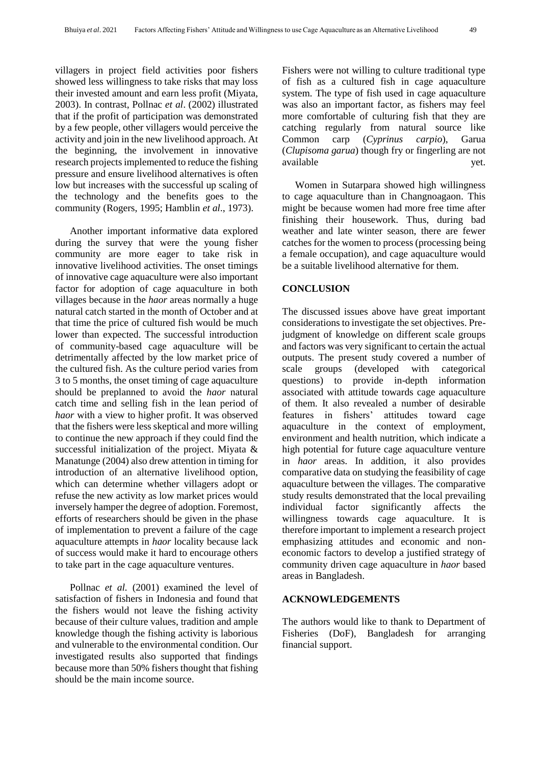villagers in project field activities poor fishers showed less willingness to take risks that may loss their invested amount and earn less profit (Miyata, 2003). In contrast, Pollnac *et al*. (2002) illustrated that if the profit of participation was demonstrated by a few people, other villagers would perceive the activity and join in the new livelihood approach. At the beginning, the involvement in innovative research projects implemented to reduce the fishing pressure and ensure livelihood alternatives is often low but increases with the successful up scaling of the technology and the benefits goes to the community (Rogers, 1995; Hamblin *et al*., 1973).

Another important informative data explored during the survey that were the young fisher community are more eager to take risk in innovative livelihood activities. The onset timings of innovative cage aquaculture were also important factor for adoption of cage aquaculture in both villages because in the *haor* areas normally a huge natural catch started in the month of October and at that time the price of cultured fish would be much lower than expected. The successful introduction of community-based cage aquaculture will be detrimentally affected by the low market price of the cultured fish. As the culture period varies from 3 to 5 months, the onset timing of cage aquaculture should be preplanned to avoid the *haor* natural catch time and selling fish in the lean period of *haor* with a view to higher profit. It was observed that the fishers were less skeptical and more willing to continue the new approach if they could find the successful initialization of the project. Miyata & Manatunge (2004) also drew attention in timing for introduction of an alternative livelihood option, which can determine whether villagers adopt or refuse the new activity as low market prices would inversely hamper the degree of adoption. Foremost, efforts of researchers should be given in the phase of implementation to prevent a failure of the cage aquaculture attempts in *haor* locality because lack of success would make it hard to encourage others to take part in the cage aquaculture ventures.

Pollnac *et al.* (2001) examined the level of satisfaction of fishers in Indonesia and found that the fishers would not leave the fishing activity because of their culture values, tradition and ample knowledge though the fishing activity is laborious and vulnerable to the environmental condition. Our investigated results also supported that findings because more than 50% fishers thought that fishing should be the main income source.

Fishers were not willing to culture traditional type of fish as a cultured fish in cage aquaculture system. The type of fish used in cage aquaculture was also an important factor, as fishers may feel more comfortable of culturing fish that they are catching regularly from natural source like Common carp (*Cyprinus carpio*), Garua (*Clupisoma garua*) though fry or fingerling are not available yet.

Women in Sutarpara showed high willingness to cage aquaculture than in Changnoagaon. This might be because women had more free time after finishing their housework. Thus, during bad weather and late winter season, there are fewer catches for the women to process (processing being a female occupation), and cage aquaculture would be a suitable livelihood alternative for them.

## CONCLUSION

The discussed issues above have great important considerations to investigate the set objectives. Pre-judgment of knowledge on different scale groups and factors was very significant to certain the actual outputs. The present study covered a number of scale groups (developed with categorical questions) to provide in-depth information associated with attitude towards cage aquaculture of them. It also revealed a number of desirable features in fishers' attitudes toward cage aquaculture in the context of employment, environment and health nutrition, which indicate a high potential for future cage aquaculture venture in *haor* areas. In addition, it also provides comparative data on studying the feasibility of cage aquaculture between the villages. The comparative study results demonstrated that the local prevailing individual factor significantly affects the willingness towards cage aquaculture. It is therefore important to implement a research project emphasizing attitudes and economic and non-economic factors to develop a justified strategy of community driven cage aquaculture in *haor* based areas in Bangladesh.

## ACKNOWLEDGEMENTS

The authors would like to thank to Department of Fisheries (DoF), Bangladesh for arranging financial support.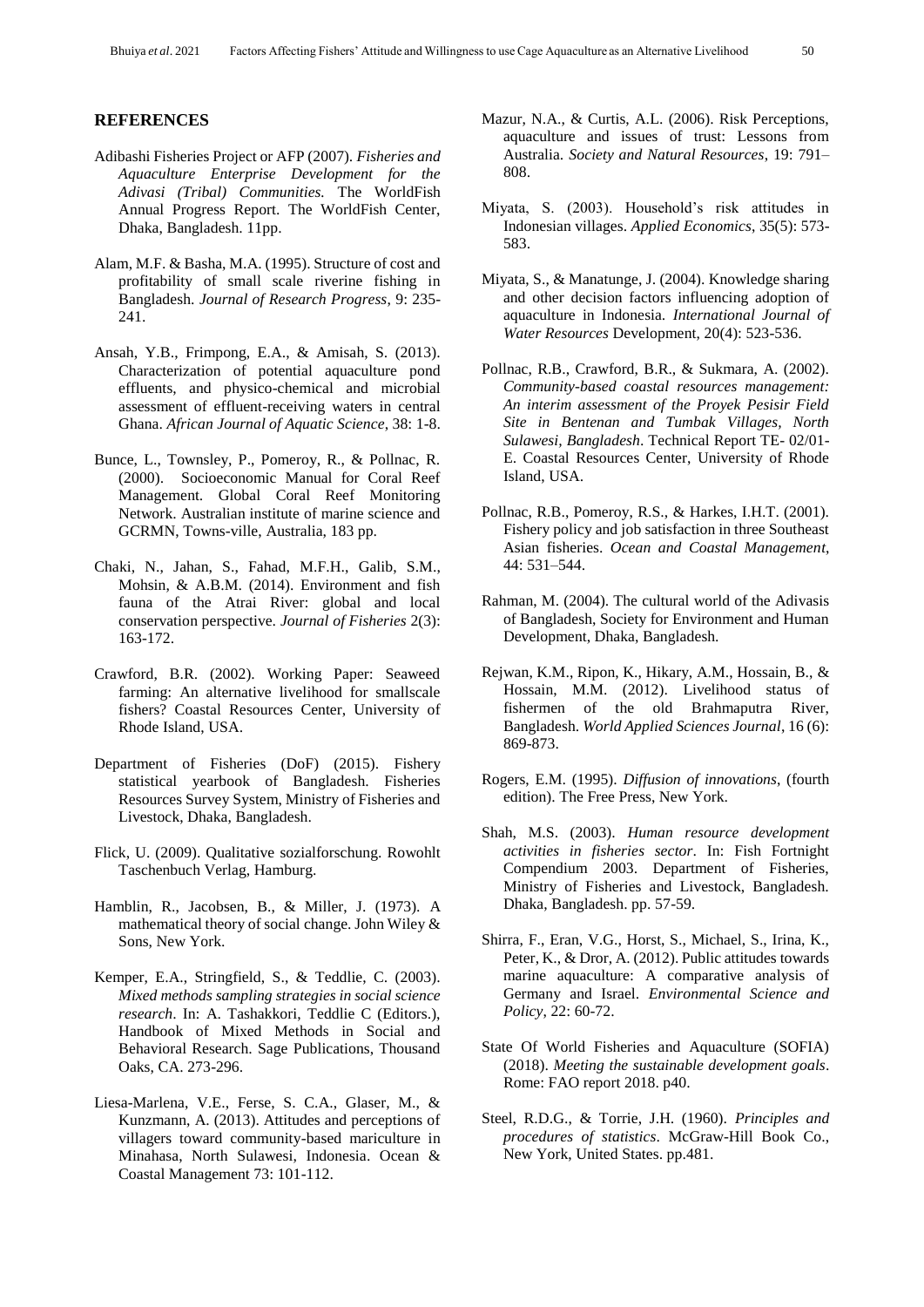## REFERENCES

Adibashi Fisheries Project or AFP (2007). *Fisheries and Aquaculture Enterprise Development for the Adivasi (Tribal) Communities.* The WorldFish Annual Progress Report. The WorldFish Center, Dhaka, Bangladesh. 11pp.

Alam, M.F. & Basha, M.A. (1995). Structure of cost and profitability of small scale riverine fishing in Bangladesh. *Journal of Research Progress*, 9: 235-241.

Ansah, Y.B., Frimpong, E.A., & Amisah, S. (2013). Characterization of potential aquaculture pond effluents, and physico-chemical and microbial assessment of effluent-receiving waters in central Ghana. *African Journal of Aquatic Science*, 38: 1-8.

Bunce, L., Townsley, P., Pomeroy, R., & Pollnac, R. (2000). Socioeconomic Manual for Coral Reef Management. Global Coral Reef Monitoring Network. Australian institute of marine science and GCRMN, Towns-ville, Australia, 183 pp.

Chaki, N., Jahan, S., Fahad, M.F.H., Galib, S.M., Mohsin, & A.B.M. (2014). Environment and fish fauna of the Atrai River: global and local conservation perspective. *Journal of Fisheries* 2(3): 163-172.

Crawford, B.R. (2002). Working Paper: Seaweed farming: An alternative livelihood for smallscale fishers? Coastal Resources Center, University of Rhode Island, USA.

Department of Fisheries (DoF) (2015). Fishery statistical yearbook of Bangladesh. Fisheries Resources Survey System, Ministry of Fisheries and Livestock, Dhaka, Bangladesh.

Flick, U. (2009). Qualitative sozialforschung. Rowohlt Taschenbuch Verlag, Hamburg.

Hamblin, R., Jacobsen, B., & Miller, J. (1973). A mathematical theory of social change. John Wiley & Sons, New York.

Kemper, E.A., Stringfield, S., & Teddlie, C. (2003). *Mixed methods sampling strategies in social science research*. In: A. Tashakkori, Teddlie C (Editors.), Handbook of Mixed Methods in Social and Behavioral Research. Sage Publications, Thousand Oaks, CA. 273-296.

Liesa-Marlena, V.E., Ferse, S. C.A., Glaser, M., & Kunzmann, A. (2013). Attitudes and perceptions of villagers toward community-based mariculture in Minahasa, North Sulawesi, Indonesia. Ocean & Coastal Management 73: 101-112.

Mazur, N.A., & Curtis, A.L. (2006). Risk Perceptions, aquaculture and issues of trust: Lessons from Australia. *Society and Natural Resources*, 19: 791–808.

Miyata, S. (2003). Household's risk attitudes in Indonesian villages. *Applied Economics*, 35(5): 573-583.

Miyata, S., & Manatunge, J. (2004). Knowledge sharing and other decision factors influencing adoption of aquaculture in Indonesia. *International Journal of Water Resources* Development, 20(4): 523-536.

Pollnac, R.B., Crawford, B.R., & Sukmara, A. (2002). *Community-based coastal resources management: An interim assessment of the Proyek Pesisir Field Site in Bentenan and Tumbak Villages, North Sulawesi, Bangladesh*. Technical Report TE- 02/01-E. Coastal Resources Center, University of Rhode Island, USA.

Pollnac, R.B., Pomeroy, R.S., & Harkes, I.H.T. (2001). Fishery policy and job satisfaction in three Southeast Asian fisheries. *Ocean and Coastal Management*, 44: 531–544.

Rahman, M. (2004). The cultural world of the Adivasis of Bangladesh, Society for Environment and Human Development, Dhaka, Bangladesh.

Rejwan, K.M., Ripon, K., Hikary, A.M., Hossain, B., & Hossain, M.M. (2012). Livelihood status of fishermen of the old Brahmaputra River, Bangladesh. *World Applied Sciences Journal*, 16 (6): 869-873.

Rogers, E.M. (1995). *Diffusion of innovations*, (fourth edition). The Free Press, New York.

Shah, M.S. (2003). *Human resource development activities in fisheries sector*. In: Fish Fortnight Compendium 2003. Department of Fisheries, Ministry of Fisheries and Livestock, Bangladesh. Dhaka, Bangladesh. pp. 57-59.

Shirra, F., Eran, V.G., Horst, S., Michael, S., Irina, K., Peter, K., & Dror, A. (2012). Public attitudes towards marine aquaculture: A comparative analysis of Germany and Israel. *Environmental Science and Policy*, 22: 60-72.

State Of World Fisheries and Aquaculture (SOFIA) (2018). *Meeting the sustainable development goals*. Rome: FAO report 2018. p40.

Steel, R.D.G., & Torrie, J.H. (1960). *Principles and procedures of statistics*. McGraw-Hill Book Co., New York, United States. pp.481.